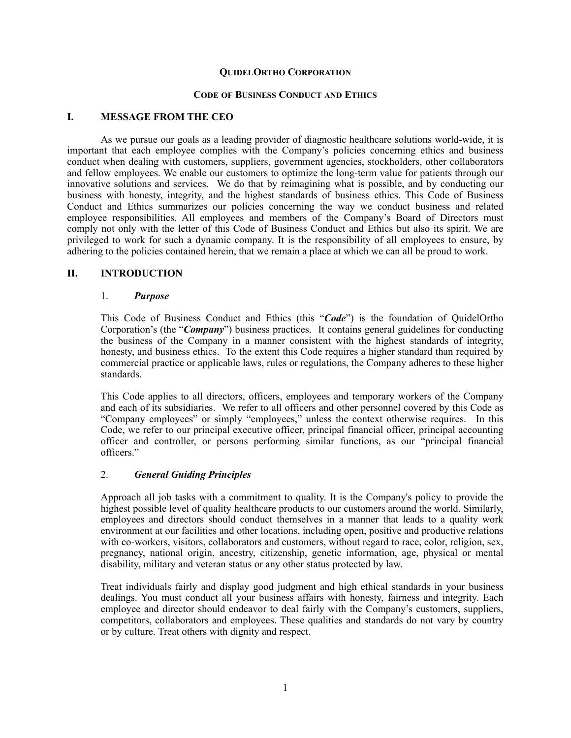# QuidelOrtho Corporation

## Code of Business Conduct and Ethics

## I. MESSAGE FROM THE CEO

As we pursue our goals as a leading provider of diagnostic healthcare solutions world-wide, it is important that each employee complies with the Company's policies concerning ethics and business conduct when dealing with customers, suppliers, government agencies, stockholders, other collaborators and fellow employees. We enable our customers to optimize the long-term value for patients through our innovative solutions and services. We do that by reimagining what is possible, and by conducting our business with honesty, integrity, and the highest standards of business ethics. This Code of Business Conduct and Ethics summarizes our policies concerning the way we conduct business and related employee responsibilities. All employees and members of the Company's Board of Directors must comply not only with the letter of this Code of Business Conduct and Ethics but also its spirit. We are privileged to work for such a dynamic company. It is the responsibility of all employees to ensure, by adhering to the policies contained herein, that we remain a place at which we can all be proud to work.

## II. INTRODUCTION

### 1. *Purpose*

This Code of Business Conduct and Ethics (this "***Code***") is the foundation of QuidelOrtho Corporation's (the "***Company***") business practices. It contains general guidelines for conducting the business of the Company in a manner consistent with the highest standards of integrity, honesty, and business ethics. To the extent this Code requires a higher standard than required by commercial practice or applicable laws, rules or regulations, the Company adheres to these higher standards.

This Code applies to all directors, officers, employees and temporary workers of the Company and each of its subsidiaries. We refer to all officers and other personnel covered by this Code as "Company employees" or simply "employees," unless the context otherwise requires. In this Code, we refer to our principal executive officer, principal financial officer, principal accounting officer and controller, or persons performing similar functions, as our "principal financial officers."

### 2. *General Guiding Principles*

Approach all job tasks with a commitment to quality. It is the Company's policy to provide the highest possible level of quality healthcare products to our customers around the world. Similarly, employees and directors should conduct themselves in a manner that leads to a quality work environment at our facilities and other locations, including open, positive and productive relations with co-workers, visitors, collaborators and customers, without regard to race, color, religion, sex, pregnancy, national origin, ancestry, citizenship, genetic information, age, physical or mental disability, military and veteran status or any other status protected by law.

Treat individuals fairly and display good judgment and high ethical standards in your business dealings. You must conduct all your business affairs with honesty, fairness and integrity. Each employee and director should endeavor to deal fairly with the Company's customers, suppliers, competitors, collaborators and employees. These qualities and standards do not vary by country or by culture. Treat others with dignity and respect.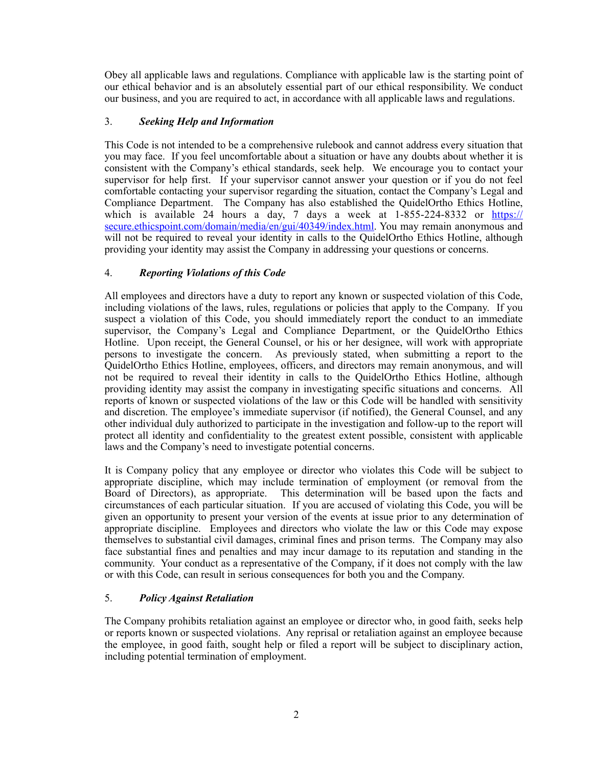Obey all applicable laws and regulations. Compliance with applicable law is the starting point of our ethical behavior and is an absolutely essential part of our ethical responsibility. We conduct our business, and you are required to act, in accordance with all applicable laws and regulations.

### 3. *Seeking Help and Information*

This Code is not intended to be a comprehensive rulebook and cannot address every situation that you may face. If you feel uncomfortable about a situation or have any doubts about whether it is consistent with the Company's ethical standards, seek help. We encourage you to contact your supervisor for help first. If your supervisor cannot answer your question or if you do not feel comfortable contacting your supervisor regarding the situation, contact the Company's Legal and Compliance Department. The Company has also established the QuidelOrtho Ethics Hotline, which is available 24 hours a day, 7 days a week at 1-855-224-8332 or [https://secure.ethicspoint.com/domain/media/en/gui/40349/index.html](https://secure.ethicspoint.com/domain/media/en/gui/40349/index.html). You may remain anonymous and will not be required to reveal your identity in calls to the QuidelOrtho Ethics Hotline, although providing your identity may assist the Company in addressing your questions or concerns.

### 4. *Reporting Violations of this Code*

All employees and directors have a duty to report any known or suspected violation of this Code, including violations of the laws, rules, regulations or policies that apply to the Company. If you suspect a violation of this Code, you should immediately report the conduct to an immediate supervisor, the Company's Legal and Compliance Department, or the QuidelOrtho Ethics Hotline. Upon receipt, the General Counsel, or his or her designee, will work with appropriate persons to investigate the concern. As previously stated, when submitting a report to the QuidelOrtho Ethics Hotline, employees, officers, and directors may remain anonymous, and will not be required to reveal their identity in calls to the QuidelOrtho Ethics Hotline, although providing identity may assist the company in investigating specific situations and concerns. All reports of known or suspected violations of the law or this Code will be handled with sensitivity and discretion. The employee's immediate supervisor (if notified), the General Counsel, and any other individual duly authorized to participate in the investigation and follow-up to the report will protect all identity and confidentiality to the greatest extent possible, consistent with applicable laws and the Company's need to investigate potential concerns.

It is Company policy that any employee or director who violates this Code will be subject to appropriate discipline, which may include termination of employment (or removal from the Board of Directors), as appropriate. This determination will be based upon the facts and circumstances of each particular situation. If you are accused of violating this Code, you will be given an opportunity to present your version of the events at issue prior to any determination of appropriate discipline. Employees and directors who violate the law or this Code may expose themselves to substantial civil damages, criminal fines and prison terms. The Company may also face substantial fines and penalties and may incur damage to its reputation and standing in the community. Your conduct as a representative of the Company, if it does not comply with the law or with this Code, can result in serious consequences for both you and the Company.

### 5. *Policy Against Retaliation*

The Company prohibits retaliation against an employee or director who, in good faith, seeks help or reports known or suspected violations. Any reprisal or retaliation against an employee because the employee, in good faith, sought help or filed a report will be subject to disciplinary action, including potential termination of employment.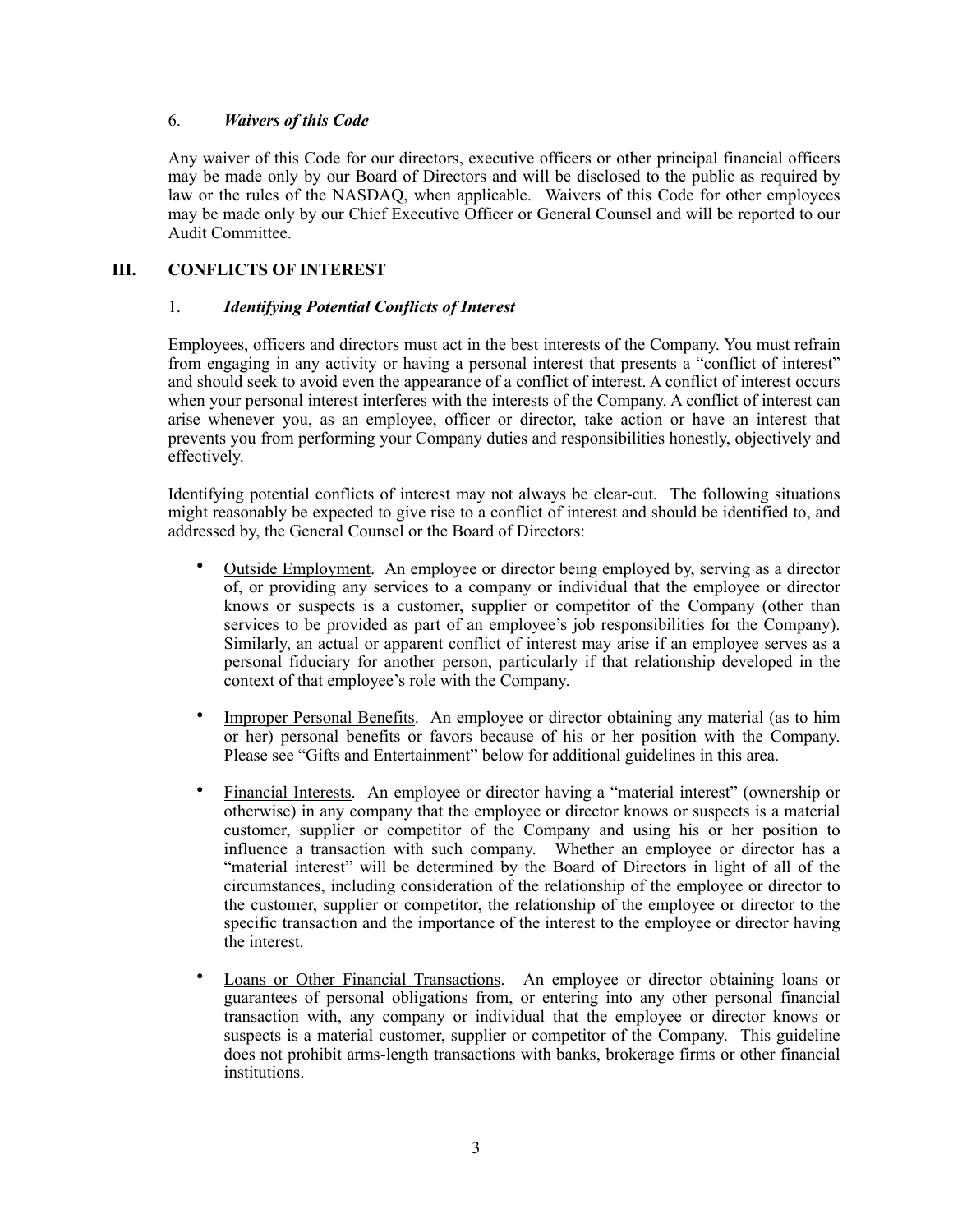### 6. *Waivers of this Code*

Any waiver of this Code for our directors, executive officers or other principal financial officers may be made only by our Board of Directors and will be disclosed to the public as required by law or the rules of the NASDAQ, when applicable. Waivers of this Code for other employees may be made only by our Chief Executive Officer or General Counsel and will be reported to our Audit Committee.

## III. CONFLICTS OF INTEREST

### 1. *Identifying Potential Conflicts of Interest*

Employees, officers and directors must act in the best interests of the Company. You must refrain from engaging in any activity or having a personal interest that presents a "conflict of interest" and should seek to avoid even the appearance of a conflict of interest. A conflict of interest occurs when your personal interest interferes with the interests of the Company. A conflict of interest can arise whenever you, as an employee, officer or director, take action or have an interest that prevents you from performing your Company duties and responsibilities honestly, objectively and effectively.

Identifying potential conflicts of interest may not always be clear-cut. The following situations might reasonably be expected to give rise to a conflict of interest and should be identified to, and addressed by, the General Counsel or the Board of Directors:

- <u>Outside Employment</u>. An employee or director being employed by, serving as a director of, or providing any services to a company or individual that the employee or director knows or suspects is a customer, supplier or competitor of the Company (other than services to be provided as part of an employee's job responsibilities for the Company). Similarly, an actual or apparent conflict of interest may arise if an employee serves as a personal fiduciary for another person, particularly if that relationship developed in the context of that employee's role with the Company.

- <u>Improper Personal Benefits</u>. An employee or director obtaining any material (as to him or her) personal benefits or favors because of his or her position with the Company. Please see "Gifts and Entertainment" below for additional guidelines in this area.

- <u>Financial Interests</u>. An employee or director having a "material interest" (ownership or otherwise) in any company that the employee or director knows or suspects is a material customer, supplier or competitor of the Company and using his or her position to influence a transaction with such company. Whether an employee or director has a "material interest" will be determined by the Board of Directors in light of all of the circumstances, including consideration of the relationship of the employee or director to the customer, supplier or competitor, the relationship of the employee or director to the specific transaction and the importance of the interest to the employee or director having the interest.

- <u>Loans or Other Financial Transactions</u>. An employee or director obtaining loans or guarantees of personal obligations from, or entering into any other personal financial transaction with, any company or individual that the employee or director knows or suspects is a material customer, supplier or competitor of the Company. This guideline does not prohibit arms-length transactions with banks, brokerage firms or other financial institutions.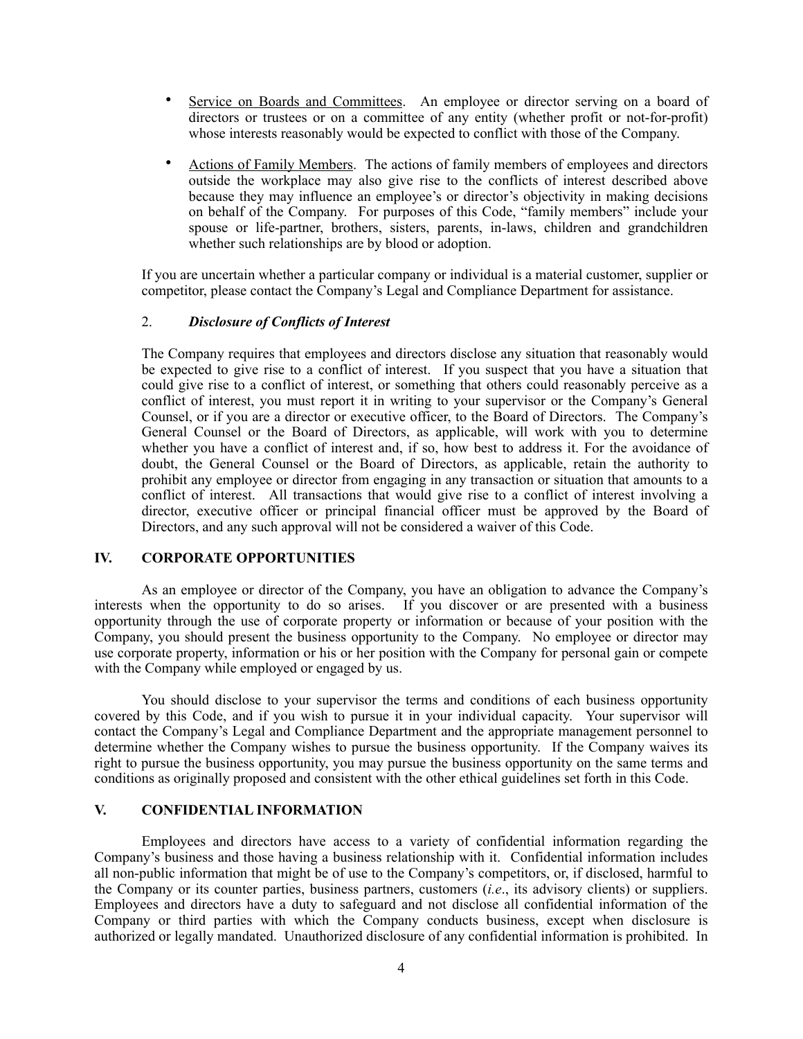- Service on Boards and Committees. An employee or director serving on a board of directors or trustees or on a committee of any entity (whether profit or not-for-profit) whose interests reasonably would be expected to conflict with those of the Company.

- Actions of Family Members. The actions of family members of employees and directors outside the workplace may also give rise to the conflicts of interest described above because they may influence an employee's or director's objectivity in making decisions on behalf of the Company. For purposes of this Code, "family members" include your spouse or life-partner, brothers, sisters, parents, in-laws, children and grandchildren whether such relationships are by blood or adoption.

If you are uncertain whether a particular company or individual is a material customer, supplier or competitor, please contact the Company's Legal and Compliance Department for assistance.

### 2. *Disclosure of Conflicts of Interest*

The Company requires that employees and directors disclose any situation that reasonably would be expected to give rise to a conflict of interest. If you suspect that you have a situation that could give rise to a conflict of interest, or something that others could reasonably perceive as a conflict of interest, you must report it in writing to your supervisor or the Company's General Counsel, or if you are a director or executive officer, to the Board of Directors. The Company's General Counsel or the Board of Directors, as applicable, will work with you to determine whether you have a conflict of interest and, if so, how best to address it. For the avoidance of doubt, the General Counsel or the Board of Directors, as applicable, retain the authority to prohibit any employee or director from engaging in any transaction or situation that amounts to a conflict of interest. All transactions that would give rise to a conflict of interest involving a director, executive officer or principal financial officer must be approved by the Board of Directors, and any such approval will not be considered a waiver of this Code.

## IV. CORPORATE OPPORTUNITIES

As an employee or director of the Company, you have an obligation to advance the Company's interests when the opportunity to do so arises. If you discover or are presented with a business opportunity through the use of corporate property or information or because of your position with the Company, you should present the business opportunity to the Company. No employee or director may use corporate property, information or his or her position with the Company for personal gain or compete with the Company while employed or engaged by us.

You should disclose to your supervisor the terms and conditions of each business opportunity covered by this Code, and if you wish to pursue it in your individual capacity. Your supervisor will contact the Company's Legal and Compliance Department and the appropriate management personnel to determine whether the Company wishes to pursue the business opportunity. If the Company waives its right to pursue the business opportunity, you may pursue the business opportunity on the same terms and conditions as originally proposed and consistent with the other ethical guidelines set forth in this Code.

## V. CONFIDENTIAL INFORMATION

Employees and directors have access to a variety of confidential information regarding the Company's business and those having a business relationship with it. Confidential information includes all non-public information that might be of use to the Company's competitors, or, if disclosed, harmful to the Company or its counter parties, business partners, customers (*i.e*., its advisory clients) or suppliers. Employees and directors have a duty to safeguard and not disclose all confidential information of the Company or third parties with which the Company conducts business, except when disclosure is authorized or legally mandated. Unauthorized disclosure of any confidential information is prohibited. In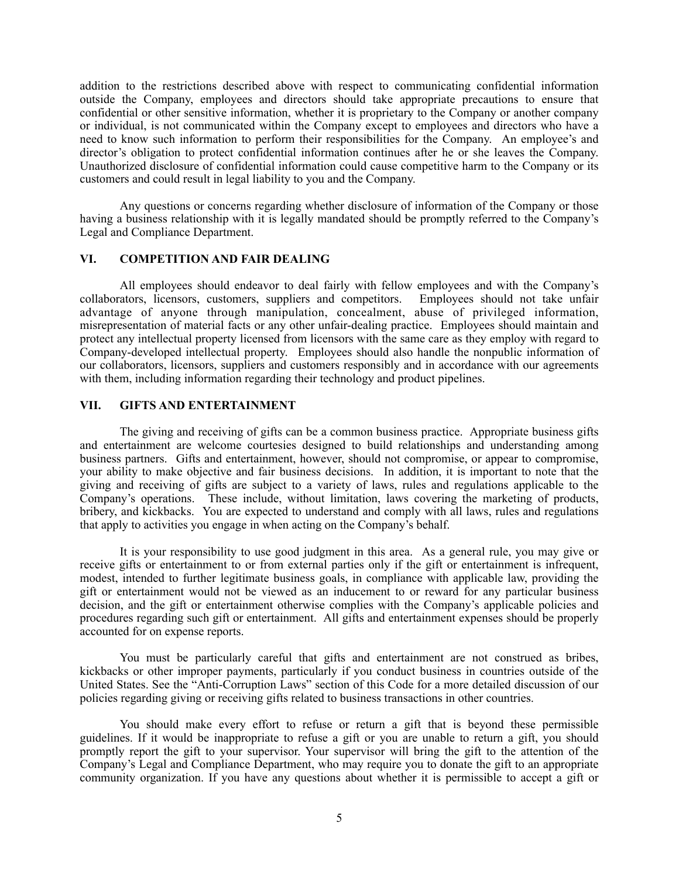addition to the restrictions described above with respect to communicating confidential information outside the Company, employees and directors should take appropriate precautions to ensure that confidential or other sensitive information, whether it is proprietary to the Company or another company or individual, is not communicated within the Company except to employees and directors who have a need to know such information to perform their responsibilities for the Company. An employee's and director's obligation to protect confidential information continues after he or she leaves the Company. Unauthorized disclosure of confidential information could cause competitive harm to the Company or its customers and could result in legal liability to you and the Company.

Any questions or concerns regarding whether disclosure of information of the Company or those having a business relationship with it is legally mandated should be promptly referred to the Company's Legal and Compliance Department.

## VI. COMPETITION AND FAIR DEALING

All employees should endeavor to deal fairly with fellow employees and with the Company's collaborators, licensors, customers, suppliers and competitors. Employees should not take unfair advantage of anyone through manipulation, concealment, abuse of privileged information, misrepresentation of material facts or any other unfair-dealing practice. Employees should maintain and protect any intellectual property licensed from licensors with the same care as they employ with regard to Company-developed intellectual property. Employees should also handle the nonpublic information of our collaborators, licensors, suppliers and customers responsibly and in accordance with our agreements with them, including information regarding their technology and product pipelines.

## VII. GIFTS AND ENTERTAINMENT

The giving and receiving of gifts can be a common business practice. Appropriate business gifts and entertainment are welcome courtesies designed to build relationships and understanding among business partners. Gifts and entertainment, however, should not compromise, or appear to compromise, your ability to make objective and fair business decisions. In addition, it is important to note that the giving and receiving of gifts are subject to a variety of laws, rules and regulations applicable to the Company's operations. These include, without limitation, laws covering the marketing of products, bribery, and kickbacks. You are expected to understand and comply with all laws, rules and regulations that apply to activities you engage in when acting on the Company's behalf.

It is your responsibility to use good judgment in this area. As a general rule, you may give or receive gifts or entertainment to or from external parties only if the gift or entertainment is infrequent, modest, intended to further legitimate business goals, in compliance with applicable law, providing the gift or entertainment would not be viewed as an inducement to or reward for any particular business decision, and the gift or entertainment otherwise complies with the Company's applicable policies and procedures regarding such gift or entertainment. All gifts and entertainment expenses should be properly accounted for on expense reports.

You must be particularly careful that gifts and entertainment are not construed as bribes, kickbacks or other improper payments, particularly if you conduct business in countries outside of the United States. See the "Anti-Corruption Laws" section of this Code for a more detailed discussion of our policies regarding giving or receiving gifts related to business transactions in other countries.

You should make every effort to refuse or return a gift that is beyond these permissible guidelines. If it would be inappropriate to refuse a gift or you are unable to return a gift, you should promptly report the gift to your supervisor. Your supervisor will bring the gift to the attention of the Company's Legal and Compliance Department, who may require you to donate the gift to an appropriate community organization. If you have any questions about whether it is permissible to accept a gift or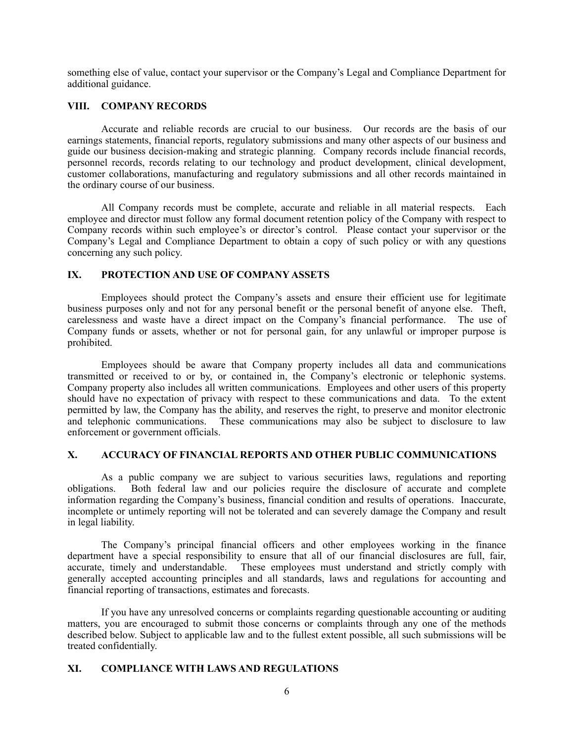something else of value, contact your supervisor or the Company's Legal and Compliance Department for additional guidance.

## VIII. COMPANY RECORDS

Accurate and reliable records are crucial to our business. Our records are the basis of our earnings statements, financial reports, regulatory submissions and many other aspects of our business and guide our business decision-making and strategic planning. Company records include financial records, personnel records, records relating to our technology and product development, clinical development, customer collaborations, manufacturing and regulatory submissions and all other records maintained in the ordinary course of our business.

All Company records must be complete, accurate and reliable in all material respects. Each employee and director must follow any formal document retention policy of the Company with respect to Company records within such employee's or director's control. Please contact your supervisor or the Company's Legal and Compliance Department to obtain a copy of such policy or with any questions concerning any such policy.

## IX. PROTECTION AND USE OF COMPANY ASSETS

Employees should protect the Company's assets and ensure their efficient use for legitimate business purposes only and not for any personal benefit or the personal benefit of anyone else. Theft, carelessness and waste have a direct impact on the Company's financial performance. The use of Company funds or assets, whether or not for personal gain, for any unlawful or improper purpose is prohibited.

Employees should be aware that Company property includes all data and communications transmitted or received to or by, or contained in, the Company's electronic or telephonic systems. Company property also includes all written communications. Employees and other users of this property should have no expectation of privacy with respect to these communications and data. To the extent permitted by law, the Company has the ability, and reserves the right, to preserve and monitor electronic and telephonic communications. These communications may also be subject to disclosure to law enforcement or government officials.

## X. ACCURACY OF FINANCIAL REPORTS AND OTHER PUBLIC COMMUNICATIONS

As a public company we are subject to various securities laws, regulations and reporting obligations. Both federal law and our policies require the disclosure of accurate and complete information regarding the Company's business, financial condition and results of operations. Inaccurate, incomplete or untimely reporting will not be tolerated and can severely damage the Company and result in legal liability.

The Company's principal financial officers and other employees working in the finance department have a special responsibility to ensure that all of our financial disclosures are full, fair, accurate, timely and understandable. These employees must understand and strictly comply with generally accepted accounting principles and all standards, laws and regulations for accounting and financial reporting of transactions, estimates and forecasts.

If you have any unresolved concerns or complaints regarding questionable accounting or auditing matters, you are encouraged to submit those concerns or complaints through any one of the methods described below. Subject to applicable law and to the fullest extent possible, all such submissions will be treated confidentially.

## XI. COMPLIANCE WITH LAWS AND REGULATIONS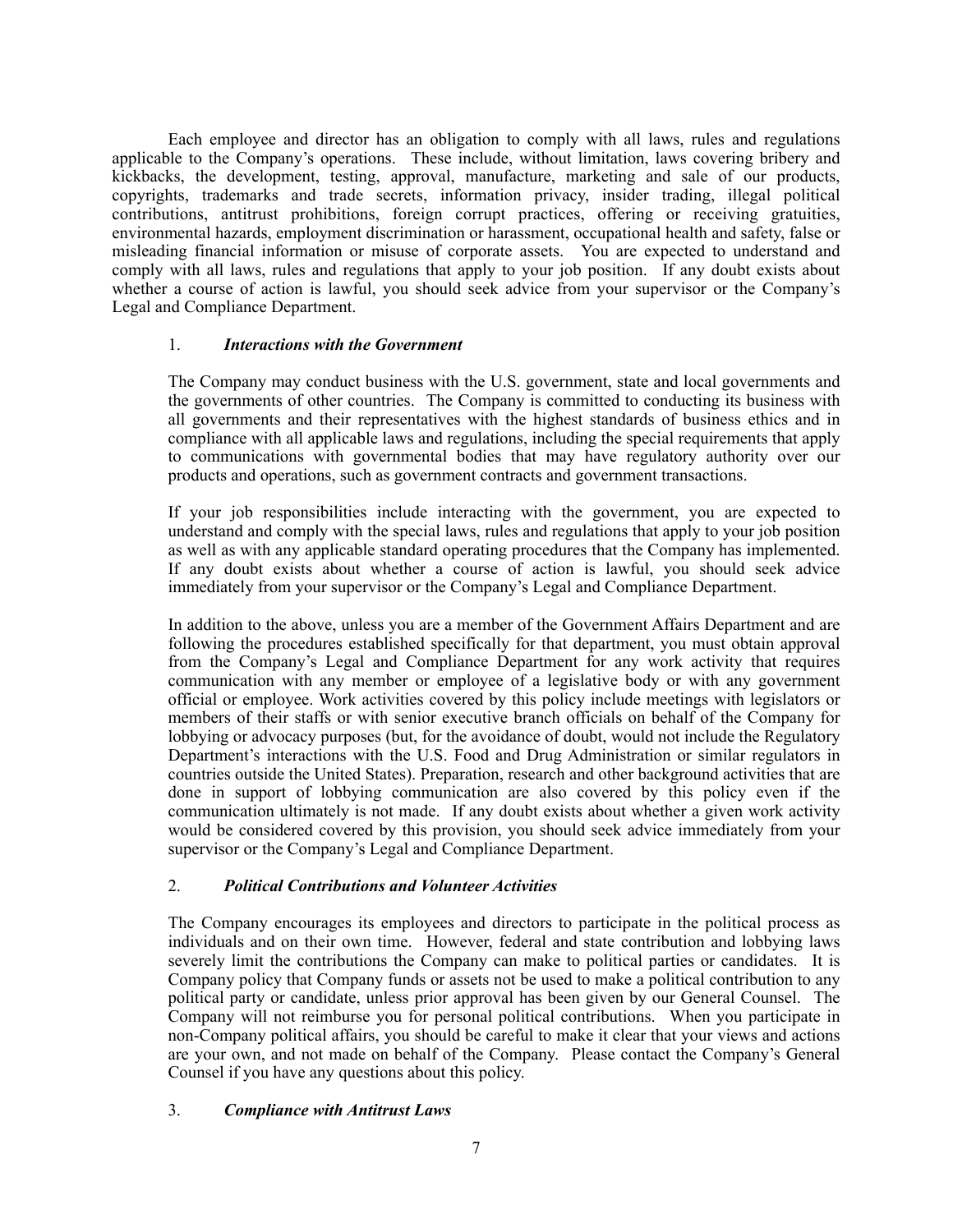Each employee and director has an obligation to comply with all laws, rules and regulations applicable to the Company's operations. These include, without limitation, laws covering bribery and kickbacks, the development, testing, approval, manufacture, marketing and sale of our products, copyrights, trademarks and trade secrets, information privacy, insider trading, illegal political contributions, antitrust prohibitions, foreign corrupt practices, offering or receiving gratuities, environmental hazards, employment discrimination or harassment, occupational health and safety, false or misleading financial information or misuse of corporate assets. You are expected to understand and comply with all laws, rules and regulations that apply to your job position. If any doubt exists about whether a course of action is lawful, you should seek advice from your supervisor or the Company's Legal and Compliance Department.

1. ***Interactions with the Government***

The Company may conduct business with the U.S. government, state and local governments and the governments of other countries. The Company is committed to conducting its business with all governments and their representatives with the highest standards of business ethics and in compliance with all applicable laws and regulations, including the special requirements that apply to communications with governmental bodies that may have regulatory authority over our products and operations, such as government contracts and government transactions.

If your job responsibilities include interacting with the government, you are expected to understand and comply with the special laws, rules and regulations that apply to your job position as well as with any applicable standard operating procedures that the Company has implemented. If any doubt exists about whether a course of action is lawful, you should seek advice immediately from your supervisor or the Company's Legal and Compliance Department.

In addition to the above, unless you are a member of the Government Affairs Department and are following the procedures established specifically for that department, you must obtain approval from the Company's Legal and Compliance Department for any work activity that requires communication with any member or employee of a legislative body or with any government official or employee. Work activities covered by this policy include meetings with legislators or members of their staffs or with senior executive branch officials on behalf of the Company for lobbying or advocacy purposes (but, for the avoidance of doubt, would not include the Regulatory Department's interactions with the U.S. Food and Drug Administration or similar regulators in countries outside the United States). Preparation, research and other background activities that are done in support of lobbying communication are also covered by this policy even if the communication ultimately is not made. If any doubt exists about whether a given work activity would be considered covered by this provision, you should seek advice immediately from your supervisor or the Company's Legal and Compliance Department.

2. ***Political Contributions and Volunteer Activities***

The Company encourages its employees and directors to participate in the political process as individuals and on their own time. However, federal and state contribution and lobbying laws severely limit the contributions the Company can make to political parties or candidates. It is Company policy that Company funds or assets not be used to make a political contribution to any political party or candidate, unless prior approval has been given by our General Counsel. The Company will not reimburse you for personal political contributions. When you participate in non-Company political affairs, you should be careful to make it clear that your views and actions are your own, and not made on behalf of the Company. Please contact the Company's General Counsel if you have any questions about this policy.

3. ***Compliance with Antitrust Laws***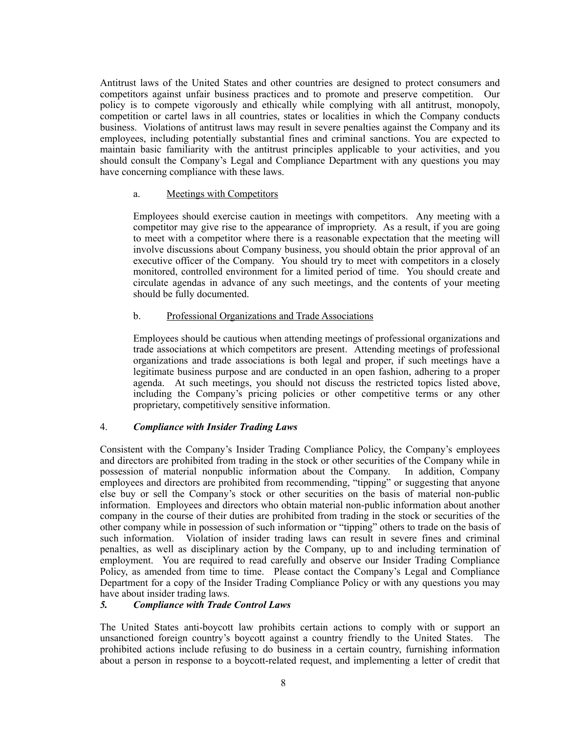Antitrust laws of the United States and other countries are designed to protect consumers and competitors against unfair business practices and to promote and preserve competition. Our policy is to compete vigorously and ethically while complying with all antitrust, monopoly, competition or cartel laws in all countries, states or localities in which the Company conducts business. Violations of antitrust laws may result in severe penalties against the Company and its employees, including potentially substantial fines and criminal sanctions. You are expected to maintain basic familiarity with the antitrust principles applicable to your activities, and you should consult the Company's Legal and Compliance Department with any questions you may have concerning compliance with these laws.

a. Meetings with Competitors

Employees should exercise caution in meetings with competitors. Any meeting with a competitor may give rise to the appearance of impropriety. As a result, if you are going to meet with a competitor where there is a reasonable expectation that the meeting will involve discussions about Company business, you should obtain the prior approval of an executive officer of the Company. You should try to meet with competitors in a closely monitored, controlled environment for a limited period of time. You should create and circulate agendas in advance of any such meetings, and the contents of your meeting should be fully documented.

b. Professional Organizations and Trade Associations

Employees should be cautious when attending meetings of professional organizations and trade associations at which competitors are present. Attending meetings of professional organizations and trade associations is both legal and proper, if such meetings have a legitimate business purpose and are conducted in an open fashion, adhering to a proper agenda. At such meetings, you should not discuss the restricted topics listed above, including the Company's pricing policies or other competitive terms or any other proprietary, competitively sensitive information.

4. ***Compliance with Insider Trading Laws***

Consistent with the Company's Insider Trading Compliance Policy, the Company's employees and directors are prohibited from trading in the stock or other securities of the Company while in possession of material nonpublic information about the Company. In addition, Company employees and directors are prohibited from recommending, "tipping" or suggesting that anyone else buy or sell the Company's stock or other securities on the basis of material non-public information. Employees and directors who obtain material non-public information about another company in the course of their duties are prohibited from trading in the stock or securities of the other company while in possession of such information or "tipping" others to trade on the basis of such information. Violation of insider trading laws can result in severe fines and criminal penalties, as well as disciplinary action by the Company, up to and including termination of employment. You are required to read carefully and observe our Insider Trading Compliance Policy, as amended from time to time. Please contact the Company's Legal and Compliance Department for a copy of the Insider Trading Compliance Policy or with any questions you may have about insider trading laws.

***5. Compliance with Trade Control Laws***

The United States anti-boycott law prohibits certain actions to comply with or support an unsanctioned foreign country's boycott against a country friendly to the United States. The prohibited actions include refusing to do business in a certain country, furnishing information about a person in response to a boycott-related request, and implementing a letter of credit that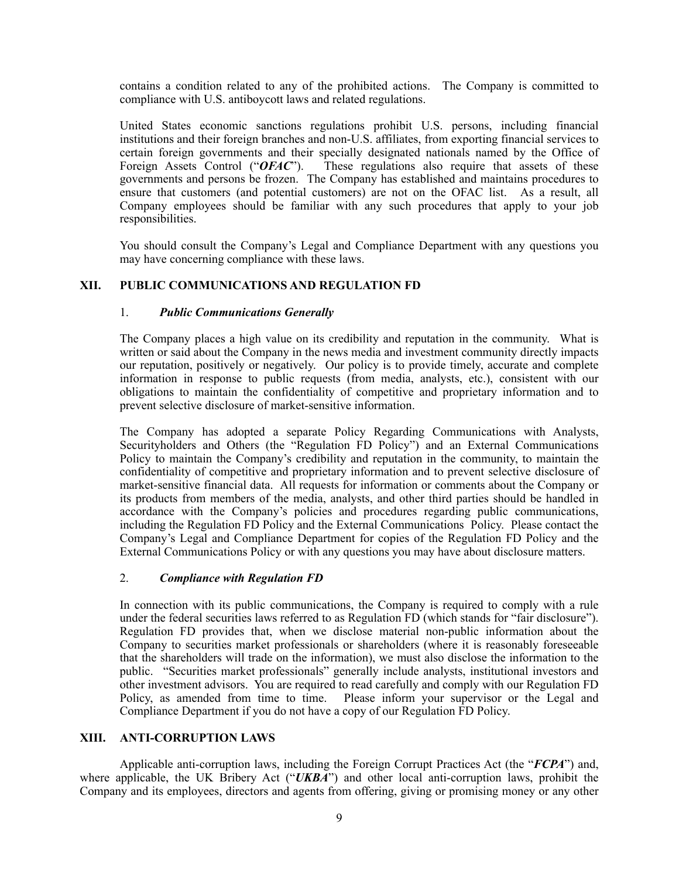contains a condition related to any of the prohibited actions. The Company is committed to compliance with U.S. antiboycott laws and related regulations.

United States economic sanctions regulations prohibit U.S. persons, including financial institutions and their foreign branches and non-U.S. affiliates, from exporting financial services to certain foreign governments and their specially designated nationals named by the Office of Foreign Assets Control ("***OFAC***"). These regulations also require that assets of these governments and persons be frozen. The Company has established and maintains procedures to ensure that customers (and potential customers) are not on the OFAC list. As a result, all Company employees should be familiar with any such procedures that apply to your job responsibilities.

You should consult the Company's Legal and Compliance Department with any questions you may have concerning compliance with these laws.

## XII. PUBLIC COMMUNICATIONS AND REGULATION FD

### 1. *Public Communications Generally*

The Company places a high value on its credibility and reputation in the community. What is written or said about the Company in the news media and investment community directly impacts our reputation, positively or negatively. Our policy is to provide timely, accurate and complete information in response to public requests (from media, analysts, etc.), consistent with our obligations to maintain the confidentiality of competitive and proprietary information and to prevent selective disclosure of market-sensitive information.

The Company has adopted a separate Policy Regarding Communications with Analysts, Securityholders and Others (the "Regulation FD Policy") and an External Communications Policy to maintain the Company's credibility and reputation in the community, to maintain the confidentiality of competitive and proprietary information and to prevent selective disclosure of market-sensitive financial data. All requests for information or comments about the Company or its products from members of the media, analysts, and other third parties should be handled in accordance with the Company's policies and procedures regarding public communications, including the Regulation FD Policy and the External Communications Policy. Please contact the Company's Legal and Compliance Department for copies of the Regulation FD Policy and the External Communications Policy or with any questions you may have about disclosure matters.

### 2. *Compliance with Regulation FD*

In connection with its public communications, the Company is required to comply with a rule under the federal securities laws referred to as Regulation FD (which stands for "fair disclosure"). Regulation FD provides that, when we disclose material non-public information about the Company to securities market professionals or shareholders (where it is reasonably foreseeable that the shareholders will trade on the information), we must also disclose the information to the public. "Securities market professionals" generally include analysts, institutional investors and other investment advisors. You are required to read carefully and comply with our Regulation FD Policy, as amended from time to time. Please inform your supervisor or the Legal and Compliance Department if you do not have a copy of our Regulation FD Policy.

## XIII. ANTI-CORRUPTION LAWS

Applicable anti-corruption laws, including the Foreign Corrupt Practices Act (the "***FCPA***") and, where applicable, the UK Bribery Act ("***UKBA***") and other local anti-corruption laws, prohibit the Company and its employees, directors and agents from offering, giving or promising money or any other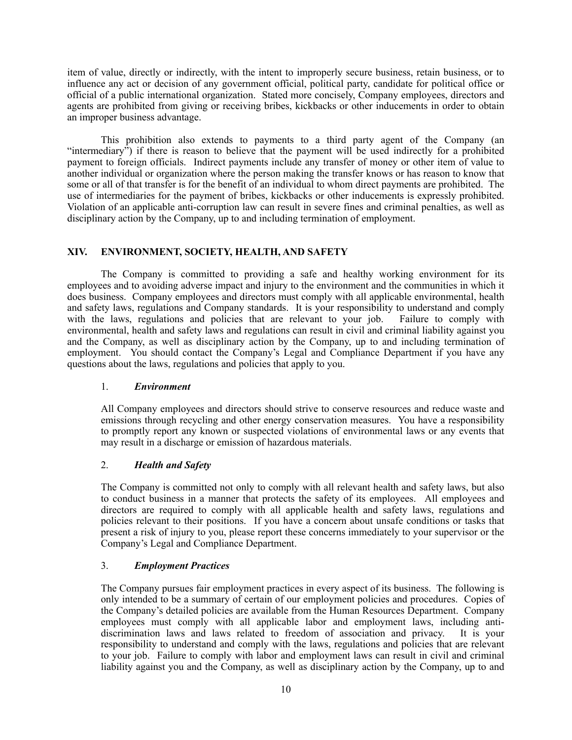item of value, directly or indirectly, with the intent to improperly secure business, retain business, or to influence any act or decision of any government official, political party, candidate for political office or official of a public international organization. Stated more concisely, Company employees, directors and agents are prohibited from giving or receiving bribes, kickbacks or other inducements in order to obtain an improper business advantage.

This prohibition also extends to payments to a third party agent of the Company (an "intermediary") if there is reason to believe that the payment will be used indirectly for a prohibited payment to foreign officials. Indirect payments include any transfer of money or other item of value to another individual or organization where the person making the transfer knows or has reason to know that some or all of that transfer is for the benefit of an individual to whom direct payments are prohibited. The use of intermediaries for the payment of bribes, kickbacks or other inducements is expressly prohibited. Violation of an applicable anti-corruption law can result in severe fines and criminal penalties, as well as disciplinary action by the Company, up to and including termination of employment.

## XIV. ENVIRONMENT, SOCIETY, HEALTH, AND SAFETY

The Company is committed to providing a safe and healthy working environment for its employees and to avoiding adverse impact and injury to the environment and the communities in which it does business. Company employees and directors must comply with all applicable environmental, health and safety laws, regulations and Company standards. It is your responsibility to understand and comply with the laws, regulations and policies that are relevant to your job. Failure to comply with environmental, health and safety laws and regulations can result in civil and criminal liability against you and the Company, as well as disciplinary action by the Company, up to and including termination of employment. You should contact the Company's Legal and Compliance Department if you have any questions about the laws, regulations and policies that apply to you.

### 1. ***Environment***

All Company employees and directors should strive to conserve resources and reduce waste and emissions through recycling and other energy conservation measures. You have a responsibility to promptly report any known or suspected violations of environmental laws or any events that may result in a discharge or emission of hazardous materials.

### 2. ***Health and Safety***

The Company is committed not only to comply with all relevant health and safety laws, but also to conduct business in a manner that protects the safety of its employees. All employees and directors are required to comply with all applicable health and safety laws, regulations and policies relevant to their positions. If you have a concern about unsafe conditions or tasks that present a risk of injury to you, please report these concerns immediately to your supervisor or the Company's Legal and Compliance Department.

### 3. ***Employment Practices***

The Company pursues fair employment practices in every aspect of its business. The following is only intended to be a summary of certain of our employment policies and procedures. Copies of the Company's detailed policies are available from the Human Resources Department. Company employees must comply with all applicable labor and employment laws, including anti-discrimination laws and laws related to freedom of association and privacy. It is your responsibility to understand and comply with the laws, regulations and policies that are relevant to your job. Failure to comply with labor and employment laws can result in civil and criminal liability against you and the Company, as well as disciplinary action by the Company, up to and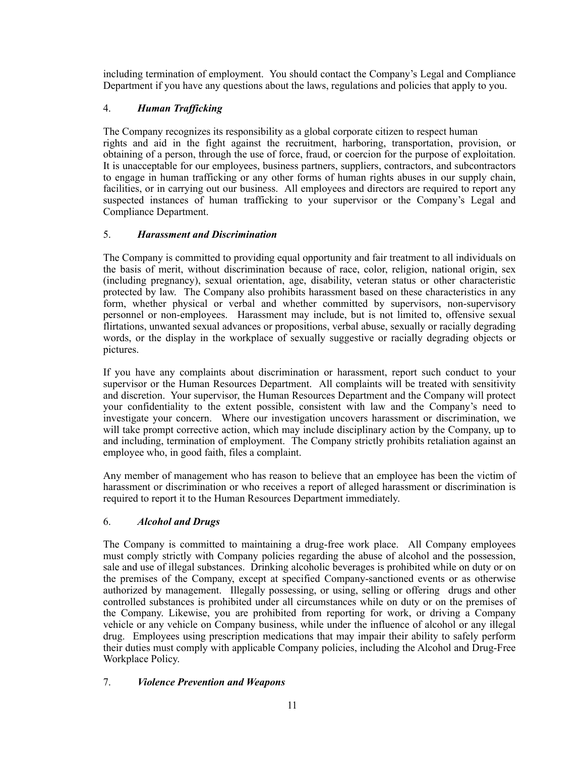including termination of employment. You should contact the Company's Legal and Compliance Department if you have any questions about the laws, regulations and policies that apply to you.

### 4. *Human Trafficking*

The Company recognizes its responsibility as a global corporate citizen to respect human rights and aid in the fight against the recruitment, harboring, transportation, provision, or obtaining of a person, through the use of force, fraud, or coercion for the purpose of exploitation. It is unacceptable for our employees, business partners, suppliers, contractors, and subcontractors to engage in human trafficking or any other forms of human rights abuses in our supply chain, facilities, or in carrying out our business. All employees and directors are required to report any suspected instances of human trafficking to your supervisor or the Company's Legal and Compliance Department.

### 5. *Harassment and Discrimination*

The Company is committed to providing equal opportunity and fair treatment to all individuals on the basis of merit, without discrimination because of race, color, religion, national origin, sex (including pregnancy), sexual orientation, age, disability, veteran status or other characteristic protected by law. The Company also prohibits harassment based on these characteristics in any form, whether physical or verbal and whether committed by supervisors, non-supervisory personnel or non-employees. Harassment may include, but is not limited to, offensive sexual flirtations, unwanted sexual advances or propositions, verbal abuse, sexually or racially degrading words, or the display in the workplace of sexually suggestive or racially degrading objects or pictures.

If you have any complaints about discrimination or harassment, report such conduct to your supervisor or the Human Resources Department. All complaints will be treated with sensitivity and discretion. Your supervisor, the Human Resources Department and the Company will protect your confidentiality to the extent possible, consistent with law and the Company's need to investigate your concern. Where our investigation uncovers harassment or discrimination, we will take prompt corrective action, which may include disciplinary action by the Company, up to and including, termination of employment. The Company strictly prohibits retaliation against an employee who, in good faith, files a complaint.

Any member of management who has reason to believe that an employee has been the victim of harassment or discrimination or who receives a report of alleged harassment or discrimination is required to report it to the Human Resources Department immediately.

### 6. *Alcohol and Drugs*

The Company is committed to maintaining a drug-free work place. All Company employees must comply strictly with Company policies regarding the abuse of alcohol and the possession, sale and use of illegal substances. Drinking alcoholic beverages is prohibited while on duty or on the premises of the Company, except at specified Company-sanctioned events or as otherwise authorized by management. Illegally possessing, or using, selling or offering drugs and other controlled substances is prohibited under all circumstances while on duty or on the premises of the Company. Likewise, you are prohibited from reporting for work, or driving a Company vehicle or any vehicle on Company business, while under the influence of alcohol or any illegal drug. Employees using prescription medications that may impair their ability to safely perform their duties must comply with applicable Company policies, including the Alcohol and Drug-Free Workplace Policy.

### 7. *Violence Prevention and Weapons*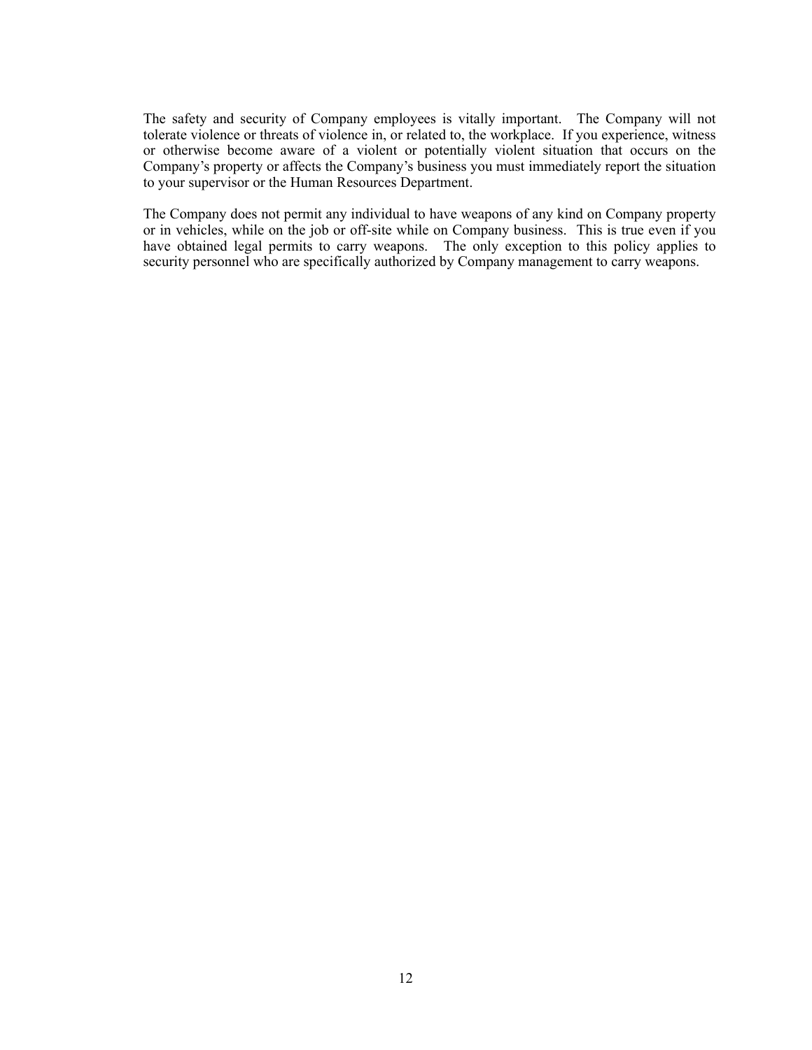The safety and security of Company employees is vitally important. The Company will not tolerate violence or threats of violence in, or related to, the workplace. If you experience, witness or otherwise become aware of a violent or potentially violent situation that occurs on the Company's property or affects the Company's business you must immediately report the situation to your supervisor or the Human Resources Department.

The Company does not permit any individual to have weapons of any kind on Company property or in vehicles, while on the job or off-site while on Company business. This is true even if you have obtained legal permits to carry weapons. The only exception to this policy applies to security personnel who are specifically authorized by Company management to carry weapons.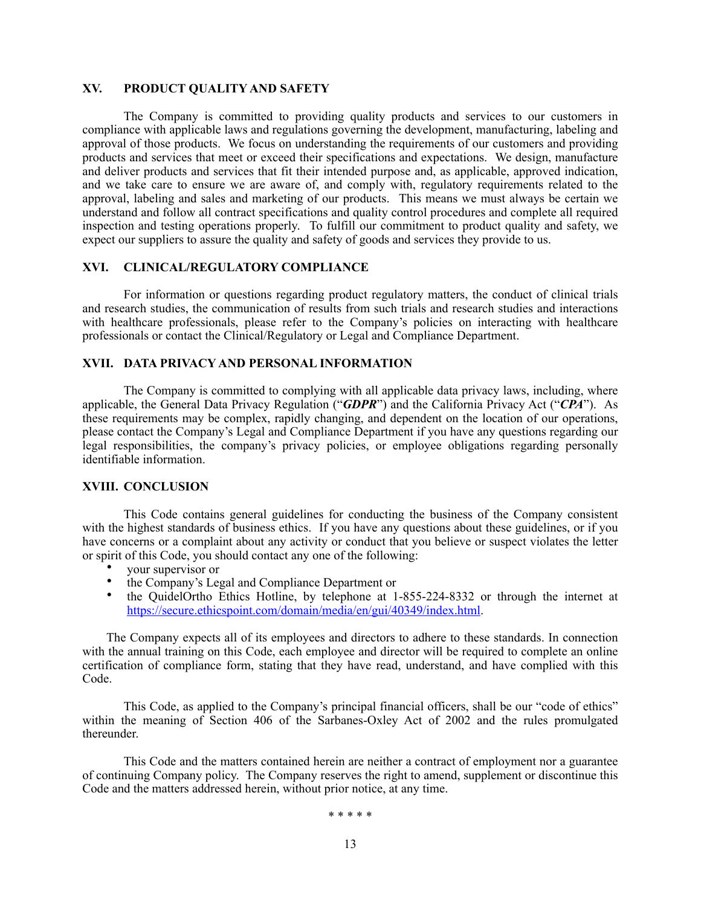## XV. PRODUCT QUALITY AND SAFETY

The Company is committed to providing quality products and services to our customers in compliance with applicable laws and regulations governing the development, manufacturing, labeling and approval of those products. We focus on understanding the requirements of our customers and providing products and services that meet or exceed their specifications and expectations. We design, manufacture and deliver products and services that fit their intended purpose and, as applicable, approved indication, and we take care to ensure we are aware of, and comply with, regulatory requirements related to the approval, labeling and sales and marketing of our products. This means we must always be certain we understand and follow all contract specifications and quality control procedures and complete all required inspection and testing operations properly. To fulfill our commitment to product quality and safety, we expect our suppliers to assure the quality and safety of goods and services they provide to us.

## XVI. CLINICAL/REGULATORY COMPLIANCE

For information or questions regarding product regulatory matters, the conduct of clinical trials and research studies, the communication of results from such trials and research studies and interactions with healthcare professionals, please refer to the Company's policies on interacting with healthcare professionals or contact the Clinical/Regulatory or Legal and Compliance Department.

## XVII. DATA PRIVACY AND PERSONAL INFORMATION

The Company is committed to complying with all applicable data privacy laws, including, where applicable, the General Data Privacy Regulation ("***GDPR***") and the California Privacy Act ("***CPA***"). As these requirements may be complex, rapidly changing, and dependent on the location of our operations, please contact the Company's Legal and Compliance Department if you have any questions regarding our legal responsibilities, the company's privacy policies, or employee obligations regarding personally identifiable information.

## XVIII. CONCLUSION

This Code contains general guidelines for conducting the business of the Company consistent with the highest standards of business ethics. If you have any questions about these guidelines, or if you have concerns or a complaint about any activity or conduct that you believe or suspect violates the letter or spirit of this Code, you should contact any one of the following:

- your supervisor or
- the Company's Legal and Compliance Department or
- the QuidelOrtho Ethics Hotline, by telephone at 1-855-224-8332 or through the internet at [https://secure.ethicspoint.com/domain/media/en/gui/40349/index.html](https://secure.ethicspoint.com/domain/media/en/gui/40349/index.html).

The Company expects all of its employees and directors to adhere to these standards. In connection with the annual training on this Code, each employee and director will be required to complete an online certification of compliance form, stating that they have read, understand, and have complied with this Code.

This Code, as applied to the Company's principal financial officers, shall be our "code of ethics" within the meaning of Section 406 of the Sarbanes-Oxley Act of 2002 and the rules promulgated thereunder.

This Code and the matters contained herein are neither a contract of employment nor a guarantee of continuing Company policy. The Company reserves the right to amend, supplement or discontinue this Code and the matters addressed herein, without prior notice, at any time.

\* \* \* \* \*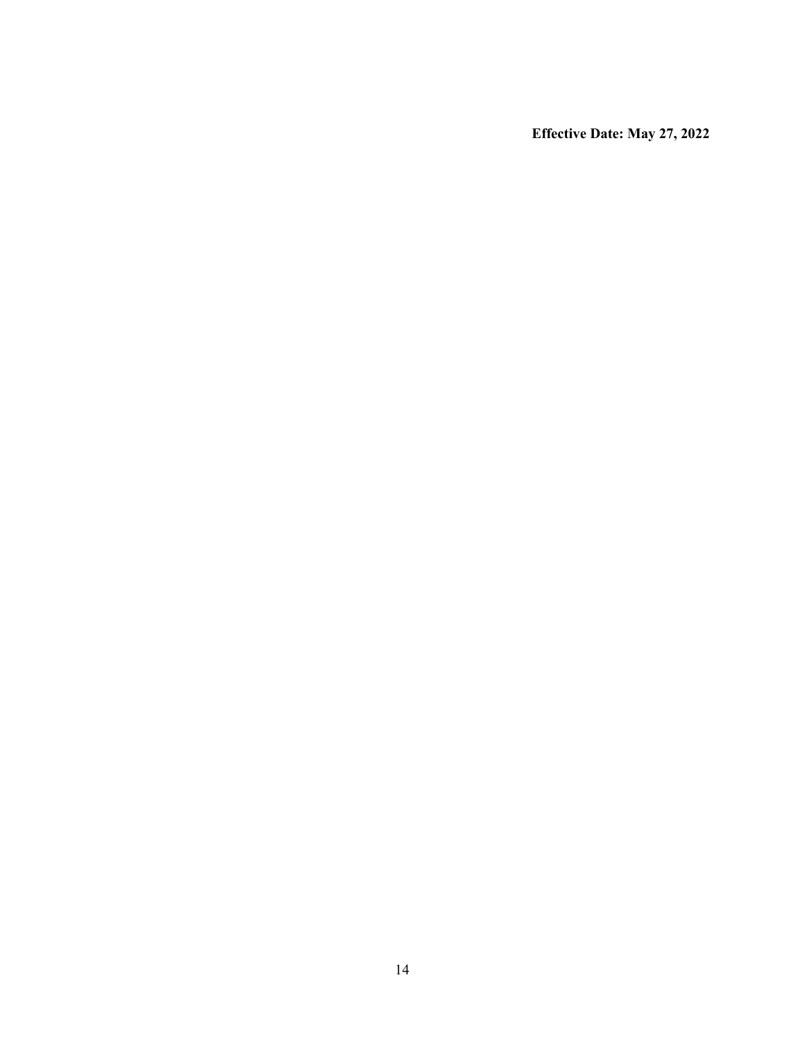**Effective Date: May 27, 2022**